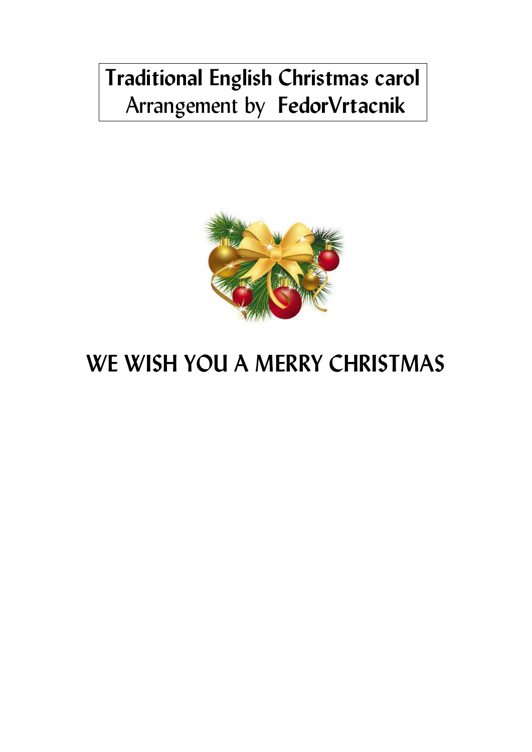**Traditional English Christmas carol**
Arrangement by **FedorVrtacnik**

# WE WISH YOU A MERRY CHRISTMAS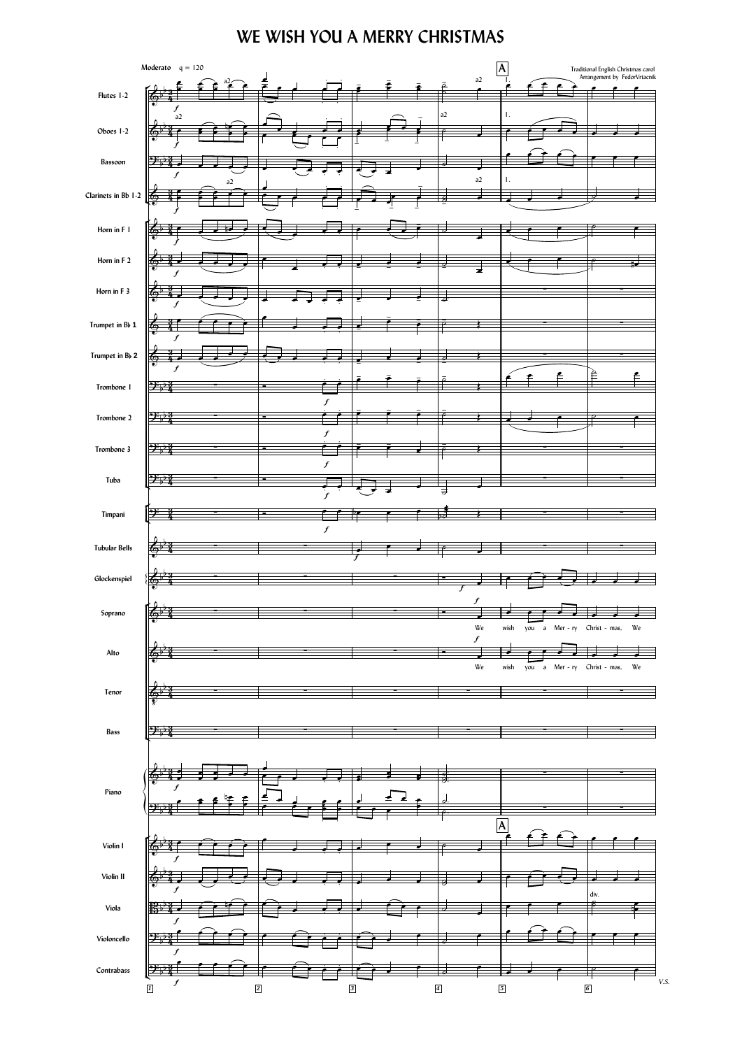# WE WISH YOU A MERRY CHRISTMAS

Traditional English Christmas carol
Arrangement by FedorVrtacnik

Moderato ♩ = 120

Flutes 1-2
Oboes 1-2
Bassoon
Clarinets in Bb 1-2
Horn in F 1
Horn in F 2
Horn in F 3
Trumpet in B♭ 1
Trumpet in B♭ 2
Trombone 1
Trombone 2
Trombone 3
Tuba
Timpani
Tubular Bells
Glockenspiel
Soprano
Alto
Tenor
Bass
Piano
Violin I
Violin II
Viola
Violoncello
Contrabass

Soprano / Alto: We wish you a Mer - ry Christ - mas, We

V.S.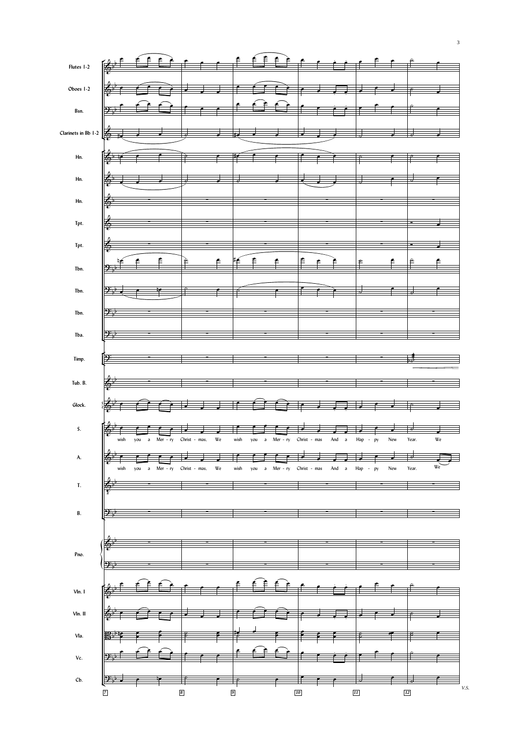Flutes 1-2

Oboes 1-2

Bsn.

Clarinets in Bb 1-2

Hn.

Hn.

Hn.

Tpt.

Tpt.

Tbn.

Tbn.

Tbn.

Tba.

Timp.

Tub. B.

Glock.

S.

wish you a Mer - ry Christ - mas, We wish you a Mer - ry Christ - mas And a Hap - py New Year. We

A.

wish you a Mer - ry Christ - mas, We wish you a Mer - ry Christ - mas And a Hap - py New Year. We

T.

B.

Pno.

Vln. I

Vln. II

Vla.

Vc.

Cb.

7 8 9 10 11 12

V.S.